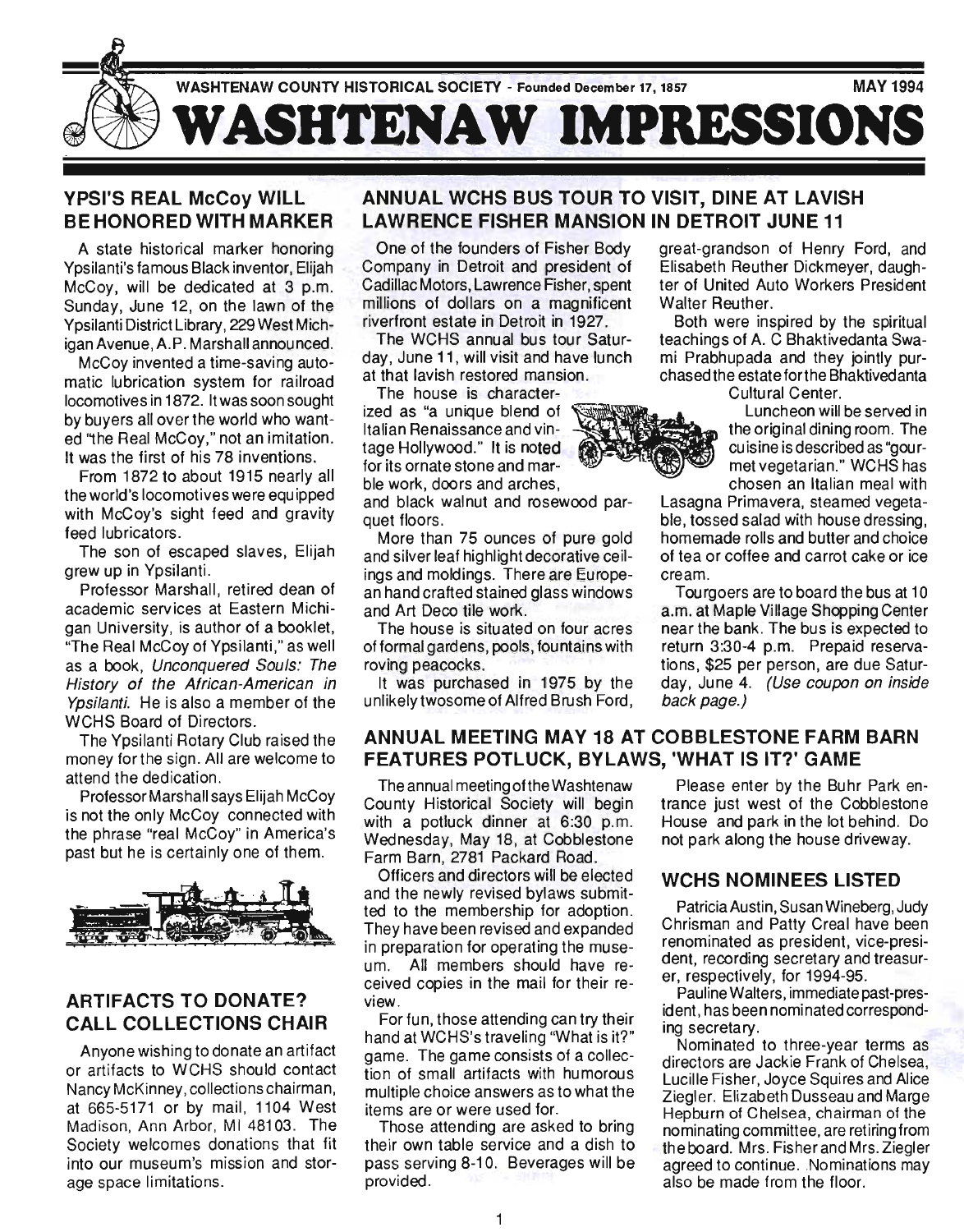WASHTENAW COUNTY HISTORICAL SOCIETY - Founded December 17, 1857

MAY 1994

# WASHTENAW IMPRESSIONS

## YPSI'S REAL McCoy WILL BE HONORED WITH MARKER

A state historical marker honoring Ypsilanti's famous Black inventor, Elijah McCoy, will be dedicated at 3 p.m. Sunday, June 12, on the lawn of the Ypsilanti District Library, 229 West Michigan Avenue, A.P. Marshall announced.

McCoy invented a time-saving automatic lubrication system for railroad locomotives in 1872. It was soon sought by buyers all over the world who wanted "the Real McCoy," not an imitation. It was the first of his 78 inventions.

From 1872 to about 1915 nearly all the world's locomotives were equipped with McCoy's sight feed and gravity feed lubricators.

The son of escaped slaves, Elijah grew up in Ypsilanti.

Professor Marshall, retired dean of academic services at Eastern Michigan University, is author of a booklet, "The Real McCoy of Ypsilanti," as well as a book, *Unconquered Souls: The History of the African-American in Ypsilanti.* He is also a member of the WCHS Board of Directors.

The Ypsilanti Rotary Club raised the money for the sign. All are welcome to attend the dedication.

Professor Marshall says Elijah McCoy is not the only McCoy connected with the phrase "real McCoy" in America's past but he is certainly one of them.

## ARTIFACTS TO DONATE? CALL COLLECTIONS CHAIR

Anyone wishing to donate an artifact or artifacts to WCHS should contact Nancy McKinney, collections chairman, at 665-5171 or by mail, 1104 West Madison, Ann Arbor, MI 48103. The Society welcomes donations that fit into our museum's mission and storage space limitations.

## ANNUAL WCHS BUS TOUR TO VISIT, DINE AT LAVISH LAWRENCE FISHER MANSION IN DETROIT JUNE 11

One of the founders of Fisher Body Company in Detroit and president of Cadillac Motors, Lawrence Fisher, spent millions of dollars on a magnificent riverfront estate in Detroit in 1927.

The WCHS annual bus tour Saturday, June 11, will visit and have lunch at that lavish restored mansion.

The house is characterized as "a unique blend of Italian Renaissance and vintage Hollywood." It is noted for its ornate stone and marble work, doors and arches, and black walnut and rosewood parquet floors.

More than 75 ounces of pure gold and silver leaf highlight decorative ceilings and moldings. There are European handcrafted stained glass windows and Art Deco tile work.

The house is situated on four acres of formal gardens, pools, fountains with roving peacocks.

It was purchased in 1975 by the unlikely twosome of Alfred Brush Ford, great-grandson of Henry Ford, and Elisabeth Reuther Dickmeyer, daughter of United Auto Workers President Walter Reuther.

Both were inspired by the spiritual teachings of A. C Bhaktivedanta Swami Prabhupada and they jointly purchased the estate for the Bhaktivedanta Cultural Center.

Luncheon will be served in the original dining room. The cuisine is described as "gourmet vegetarian." WCHS has chosen an Italian meal with Lasagna Primavera, steamed vegetable, tossed salad with house dressing, homemade rolls and butter and choice of tea or coffee and carrot cake or ice cream.

Tourgoers are to board the bus at 10 a.m. at Maple Village Shopping Center near the bank. The bus is expected to return 3:30-4 p.m. Prepaid reservations, $25 per person, are due Saturday, June 4. *(Use coupon on inside back page.)*

## ANNUAL MEETING MAY 18 AT COBBLESTONE FARM BARN FEATURES POTLUCK, BYLAWS, 'WHAT IS IT?' GAME

The annual meeting of the Washtenaw County Historical Society will begin with a potluck dinner at 6:30 p.m. Wednesday, May 18, at Cobblestone Farm Barn, 2781 Packard Road.

Officers and directors will be elected and the newly revised bylaws submitted to the membership for adoption. They have been revised and expanded in preparation for operating the museum. All members should have received copies in the mail for their review.

For fun, those attending can try their hand at WCHS's traveling "What is it?" game. The game consists of a collection of small artifacts with humorous multiple choice answers as to what the items are or were used for.

Those attending are asked to bring their own table service and a dish to pass serving 8-10. Beverages will be provided.

Please enter by the Buhr Park entrance just west of the Cobblestone House and park in the lot behind. Do not park along the house driveway.

## WCHS NOMINEES LISTED

Patricia Austin, Susan Wineberg, Judy Chrisman and Patty Creal have been renominated as president, vice-president, recording secretary and treasurer, respectively, for 1994-95.

Pauline Walters, immediate past-president, has been nominated corresponding secretary.

Nominated to three-year terms as directors are Jackie Frank of Chelsea, Lucille Fisher, Joyce Squires and Alice Ziegler. Elizabeth Dusseau and Marge Hepburn of Chelsea, chairman of the nominating committee, are retiring from the board. Mrs. Fisher and Mrs. Ziegler agreed to continue. Nominations may also be made from the floor.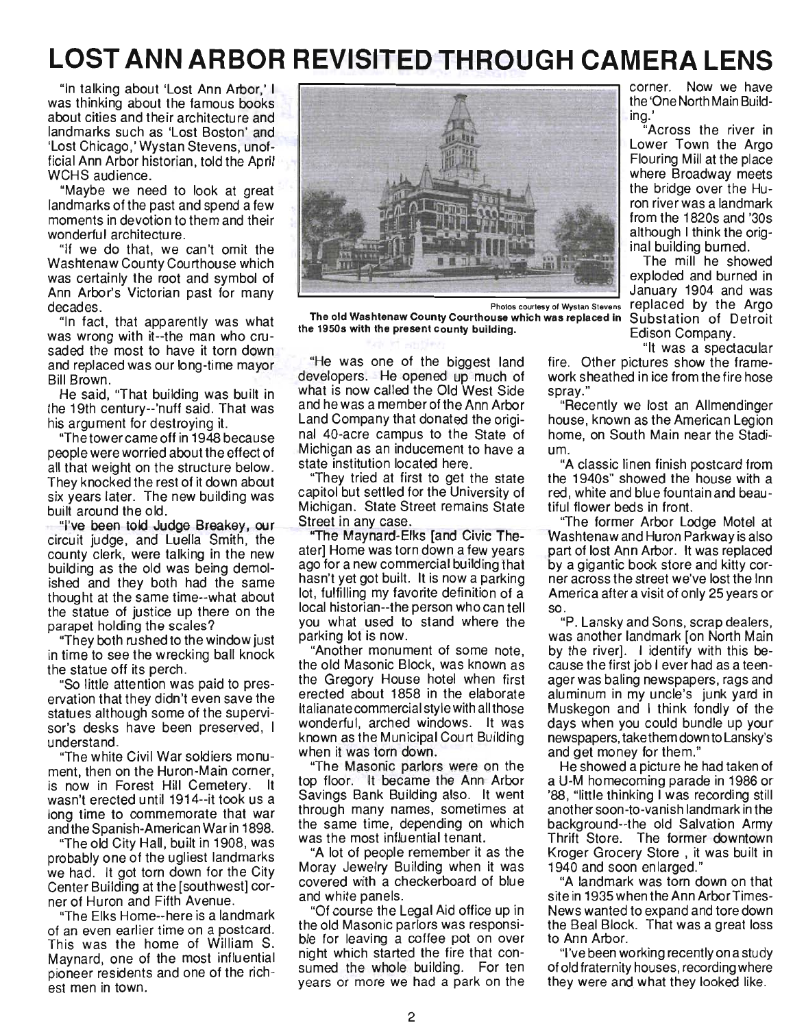# LOST ANN ARBOR REVISITED THROUGH CAMERA LENS

"In talking about 'Lost Ann Arbor,' I was thinking about the famous books about cities and their architecture and landmarks such as 'Lost Boston' and 'Lost Chicago,' Wystan Stevens, unofficial Ann Arbor historian, told the April WCHS audience.

"Maybe we need to look at great landmarks of the past and spend a few moments in devotion to them and their wonderful architecture.

"If we do that, we can't omit the Washtenaw County Courthouse which was certainly the root and symbol of Ann Arbor's Victorian past for many decades.

"In fact, that apparently was what was wrong with it--the man who crusaded the most to have it torn down and replaced was our long-time mayor Bill Brown.

He said, "That building was built in the 19th century--'nuff said. That was his argument for destroying it.

"The tower came off in 1948 because people were worried about the effect of all that weight on the structure below. They knocked the rest of it down about six years later. The new building was built around the old.

"I've been told Judge Breakey, our circuit judge, and Luella Smith, the county clerk, were talking in the new building as the old was being demolished and they both had the same thought at the same time--what about the statue of justice up there on the parapet holding the scales?

"They both rushed to the window just in time to see the wrecking ball knock the statue off its perch.

"So little attention was paid to preservation that they didn't even save the statues although some of the supervisor's desks have been preserved, I understand.

"The white Civil War soldiers monument, then on the Huron-Main corner, is now in Forest Hill Cemetery. It wasn't erected until 1914--it took us a long time to commemorate that war and the Spanish-American War in 1898.

"The old City Hall, built in 1908, was probably one of the ugliest landmarks we had. It got torn down for the City Center Building at the [southwest] corner of Huron and Fifth Avenue.

"The Elks Home--here is a landmark of an even earlier time on a postcard. This was the home of William S. Maynard, one of the most influential pioneer residents and one of the richest men in town.

Photos courtesy of Wystan Stevens

**The old Washtenaw County Courthouse which was replaced in the 1950s with the present county building.**

"He was one of the biggest land developers. He opened up much of what is now called the Old West Side and he was a member of the Ann Arbor Land Company that donated the original 40-acre campus to the State of Michigan as an inducement to have a state institution located here.

"They tried at first to get the state capitol but settled for the University of Michigan. State Street remains State Street in any case.

"The Maynard-Elks [and Civic Theater] Home was torn down a few years ago for a new commercial building that hasn't yet got built. It is now a parking lot, fulfilling my favorite definition of a local historian--the person who can tell you what used to stand where the parking lot is now.

"Another monument of some note, the old Masonic Block, was known as the Gregory House hotel when first erected about 1858 in the elaborate Italianate commercial style with all those wonderful, arched windows. It was known as the Municipal Court Building when it was torn down.

"The Masonic parlors were on the top floor. It became the Ann Arbor Savings Bank Building also. It went through many names, sometimes at the same time, depending on which was the most influential tenant.

"A lot of people remember it as the Moray Jewelry Building when it was covered with a checkerboard of blue and white panels.

"Of course the Legal Aid office up in the old Masonic parlors was responsible for leaving a coffee pot on over night which started the fire that consumed the whole building. For ten years or more we had a park on the corner. Now we have the 'One North Main Building.'

"Across the river in Lower Town the Argo Flouring Mill at the place where Broadway meets the bridge over the Huron river was a landmark from the 1820s and '30s although I think the original building burned.

The mill he showed exploded and burned in January 1904 and was replaced by the Argo Substation of Detroit Edison Company.

"It was a spectacular fire. Other pictures show the framework sheathed in ice from the fire hose spray."

"Recently we lost an Allmendinger house, known as the American Legion home, on South Main near the Stadium.

"A classic linen finish postcard from the 1940s" showed the house with a red, white and blue fountain and beautiful flower beds in front.

"The former Arbor Lodge Motel at Washtenaw and Huron Parkway is also part of lost Ann Arbor. It was replaced by a gigantic book store and kitty corner across the street we've lost the Inn America after a visit of only 25 years or so.

"P. Lansky and Sons, scrap dealers, was another landmark [on North Main by the river]. I identify with this because the first job I ever had as a teenager was baling newspapers, rags and aluminum in my uncle's junk yard in Muskegon and I think fondly of the days when you could bundle up your newspapers, take them down to Lansky's and get money for them."

He showed a picture he had taken of a U-M homecoming parade in 1986 or '88, "little thinking I was recording still another soon-to-vanish landmark in the background--the old Salvation Army Thrift Store. The former downtown Kroger Grocery Store , it was built in 1940 and soon enlarged."

"A landmark was torn down on that site in 1935 when the Ann Arbor Times-News wanted to expand and tore down the Beal Block. That was a great loss to Ann Arbor.

"I've been working recently on a study of old fraternity houses, recording where they were and what they looked like.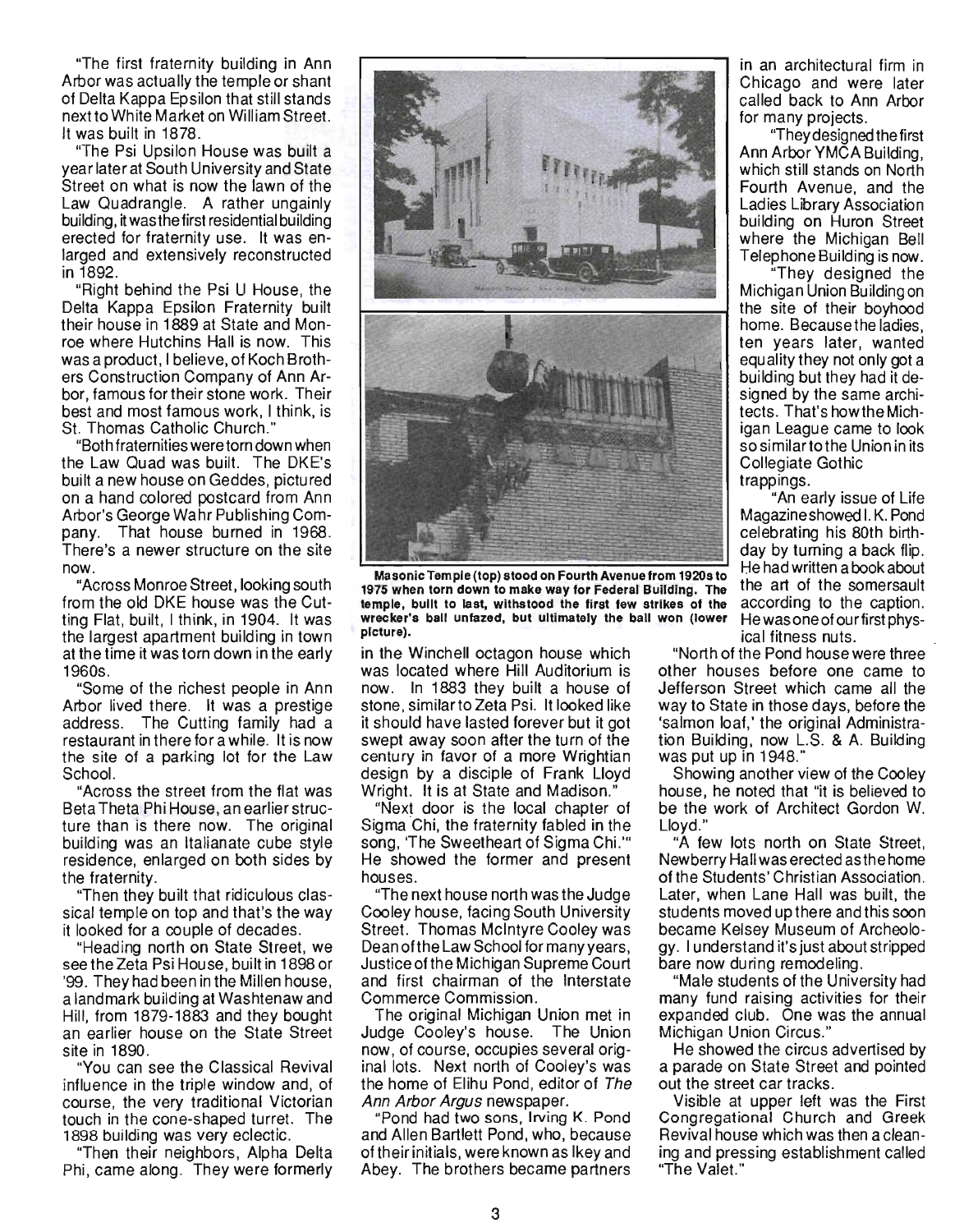"The first fraternity building in Ann Arbor was actually the temple or shant of Delta Kappa Epsilon that still stands next to White Market on William Street. It was built in 1878.

"The Psi Upsilon House was built a year later at South University and State Street on what is now the lawn of the Law Quadrangle. A rather ungainly building, it was the first residential building erected for fraternity use. It was enlarged and extensively reconstructed in 1892.

"Right behind the Psi U House, the Delta Kappa Epsilon Fraternity built their house in 1889 at State and Monroe where Hutchins Hall is now. This was a product, I believe, of Koch Brothers Construction Company of Ann Arbor, famous for their stone work. Their best and most famous work, I think, is St. Thomas Catholic Church."

"Both fraternities were torn down when the Law Quad was built. The DKE's built a new house on Geddes, pictured on a hand colored postcard from Ann Arbor's George Wahr Publishing Company. That house burned in 1968. There's a newer structure on the site now.

"Across Monroe Street, looking south from the old DKE house was the Cutting Flat, built, I think, in 1904. It was the largest apartment building in town at the time it was torn down in the early 1960s.

"Some of the richest people in Ann Arbor lived there. It was a prestige address. The Cutting family had a restaurant in there for a while. It is now the site of a parking lot for the Law School.

"Across the street from the flat was Beta Theta Phi House, an earlier structure than is there now. The original building was an Italianate cube style residence, enlarged on both sides by the fraternity.

"Then they built that ridiculous classical temple on top and that's the way it looked for a couple of decades.

"Heading north on State Street, we see the Zeta Psi House, built in 1898 or '99. They had been in the Millen house, a landmark building at Washtenaw and Hill, from 1879-1883 and they bought an earlier house on the State Street site in 1890.

"You can see the Classical Revival influence in the triple window and, of course, the very traditional Victorian touch in the cone-shaped turret. The 1898 building was very eclectic.

"Then their neighbors, Alpha Delta Phi, came along. They were formerly in the Winchell octagon house which was located where Hill Auditorium is now. In 1883 they built a house of stone, similar to Zeta Psi. It looked like it should have lasted forever but it got swept away soon after the turn of the century in favor of a more Wrightian design by a disciple of Frank Lloyd Wright. It is at State and Madison."

"Next door is the local chapter of Sigma Chi, the fraternity fabled in the song, 'The Sweetheart of Sigma Chi.'" He showed the former and present houses.

"The next house north was the Judge Cooley house, facing South University Street. Thomas McIntyre Cooley was Dean of the Law School for many years, Justice of the Michigan Supreme Court and first chairman of the Interstate Commerce Commission.

The original Michigan Union met in Judge Cooley's house. The Union now, of course, occupies several original lots. Next north of Cooley's was the home of Elihu Pond, editor of *The Ann Arbor Argus* newspaper.

"Pond had two sons, Irving K. Pond and Allen Bartlett Pond, who, because of their initials, were known as Ikey and Abey. The brothers became partners in an architectural firm in Chicago and were later called back to Ann Arbor for many projects.

"They designed the first Ann Arbor YMCA Building, which still stands on North Fourth Avenue, and the Ladies Library Association building on Huron Street where the Michigan Bell Telephone Building is now.

"They designed the Michigan Union Building on the site of their boyhood home. Because the ladies, ten years later, wanted equality they not only got a building but they had it designed by the same architects. That's how the Michigan League came to look so similar to the Union in its Collegiate Gothic trappings.

"An early issue of Life Magazine showed I. K. Pond celebrating his 80th birthday by turning a back flip. He had written a book about the art of the somersault according to the caption. He was one of our first physical fitness nuts.

**Masonic Temple (top) stood on Fourth Avenue from 1920s to 1975 when torn down to make way for Federal Building. The temple, built to last, withstood the first few strikes of the wrecker's ball unfazed, but ultimately the ball won (lower picture).**

"North of the Pond house were three other houses before one came to Jefferson Street which came all the way to State in those days, before the 'salmon loaf,' the original Administration Building, now L.S. & A. Building was put up in 1948."

Showing another view of the Cooley house, he noted that "it is believed to be the work of Architect Gordon W. Lloyd."

"A few lots north on State Street, Newberry Hall was erected as the home of the Students' Christian Association. Later, when Lane Hall was built, the students moved up there and this soon became Kelsey Museum of Archeology. I understand it's just about stripped bare now during remodeling.

"Male students of the University had many fund raising activities for their expanded club. One was the annual Michigan Union Circus."

He showed the circus advertised by a parade on State Street and pointed out the street car tracks.

Visible at upper left was the First Congregational Church and Greek Revival house which was then a cleaning and pressing establishment called "The Valet."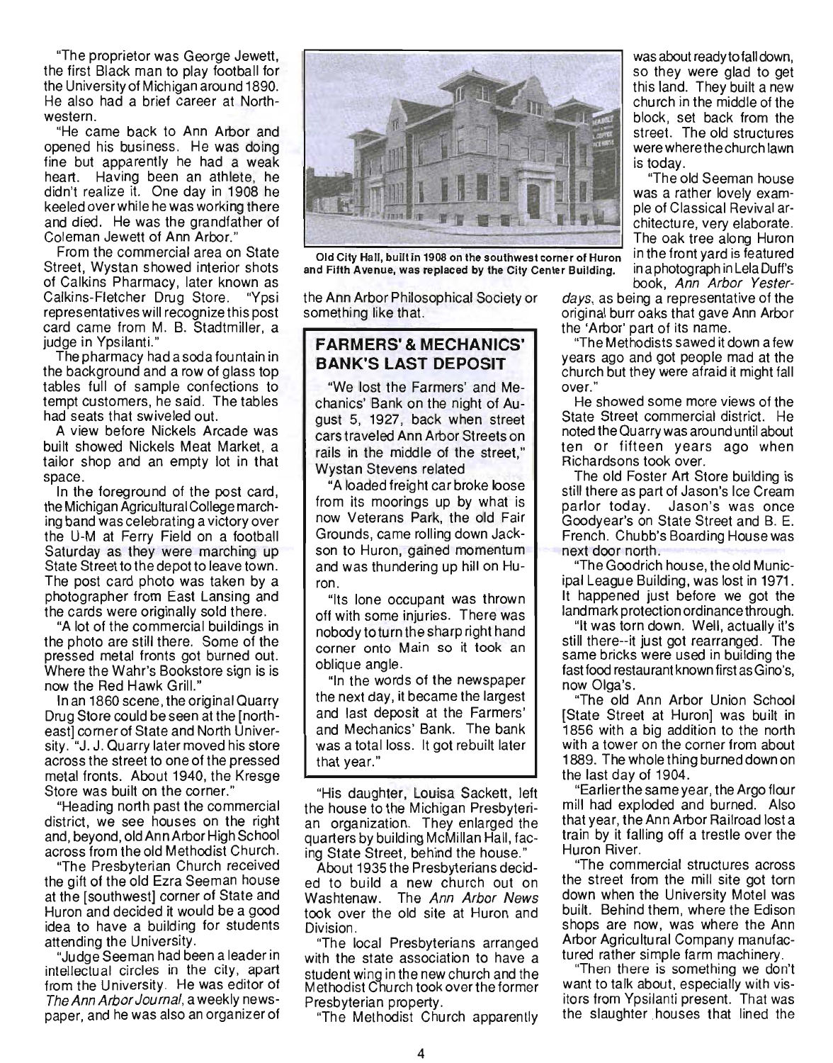"The proprietor was George Jewett, the first Black man to play football for the University of Michigan around 1890. He also had a brief career at Northwestern.

"He came back to Ann Arbor and opened his business. He was doing fine but apparently he had a weak heart. Having been an athlete, he didn't realize it. One day in 1908 he keeled over while he was working there and died. He was the grandfather of Coleman Jewett of Ann Arbor."

From the commercial area on State Street, Wystan showed interior shots of Calkins Pharmacy, later known as Calkins-Fletcher Drug Store. "Ypsi representatives will recognize this post card came from M. B. Stadtmiller, a judge in Ypsilanti."

The pharmacy had a soda fountain in the background and a row of glass top tables full of sample confections to tempt customers, he said. The tables had seats that swiveled out.

A view before Nickels Arcade was built showed Nickels Meat Market, a tailor shop and an empty lot in that space.

In the foreground of the post card, the Michigan Agricultural College marching band was celebrating a victory over the U-M at Ferry Field on a football Saturday as they were marching up State Street to the depot to leave town. The post card photo was taken by a photographer from East Lansing and the cards were originally sold there.

"A lot of the commercial buildings in the photo are still there. Some of the pressed metal fronts got burned out. Where the Wahr's Bookstore sign is is now the Red Hawk Grill."

In an 1860 scene, the original Quarry Drug Store could be seen at the [northeast] corner of State and North University. "J. J. Quarry later moved his store across the street to one of the pressed metal fronts. About 1940, the Kresge Store was built on the corner."

"Heading north past the commercial district, we see houses on the right and, beyond, old Ann Arbor High School across from the old Methodist Church.

"The Presbyterian Church received the gift of the old Ezra Seeman house at the [southwest] corner of State and Huron and decided it would be a good idea to have a building for students attending the University.

"Judge Seeman had been a leader in intellectual circles in the city, apart from the University. He was editor of *The Ann Arbor Journal*, a weekly newspaper, and he was also an organizer of the Ann Arbor Philosophical Society or something like that.

Old City Hall, built in 1908 on the southwest corner of Huron and Fifth Avenue, was replaced by the City Center Building.

## FARMERS' & MECHANICS' BANK'S LAST DEPOSIT

"We lost the Farmers' and Mechanics' Bank on the night of August 5, 1927, back when street cars traveled Ann Arbor Streets on rails in the middle of the street," Wystan Stevens related

"A loaded freight car broke loose from its moorings up by what is now Veterans Park, the old Fair Grounds, came rolling down Jackson to Huron, gained momentum and was thundering up hill on Huron.

"Its lone occupant was thrown off with some injuries. There was nobody to turn the sharp right hand corner onto Main so it took an oblique angle.

"In the words of the newspaper the next day, it became the largest and last deposit at the Farmers' and Mechanics' Bank. The bank was a total loss. It got rebuilt later that year."

"His daughter, Louisa Sackett, left the house to the Michigan Presbyterian organization. They enlarged the quarters by building McMillan Hall, facing State Street, behind the house."

About 1935 the Presbyterians decided to build a new church out on Washtenaw. The *Ann Arbor News* took over the old site at Huron and Division.

"The local Presbyterians arranged with the state association to have a student wing in the new church and the Methodist Church took over the former Presbyterian property.

"The Methodist Church apparently was about ready to fall down, so they were glad to get this land. They built a new church in the middle of the block, set back from the street. The old structures were where the church lawn is today.

"The old Seeman house was a rather lovely example of Classical Revival architecture, very elaborate. The oak tree along Huron in the front yard is featured in a photograph in Lela Duff's book, *Ann Arbor Yesterdays*, as being a representative of the original burr oaks that gave Ann Arbor the 'Arbor' part of its name.

"The Methodists sawed it down a few years ago and got people mad at the church but they were afraid it might fall over."

He showed some more views of the State Street commercial district. He noted the Quarry was around until about ten or fifteen years ago when Richardsons took over.

The old Foster Art Store building is still there as part of Jason's Ice Cream parlor today. Jason's was once Goodyear's on State Street and B. E. French. Chubb's Boarding House was next door north.

"The Goodrich house, the old Municipal League Building, was lost in 1971. It happened just before we got the landmark protection ordinance through.

"It was torn down. Well, actually it's still there--it just got rearranged. The same bricks were used in building the fast food restaurant known first as Gino's, now Olga's.

"The old Ann Arbor Union School [State Street at Huron] was built in 1856 with a big addition to the north with a tower on the corner from about 1889. The whole thing burned down on the last day of 1904.

"Earlier the same year, the Argo flour mill had exploded and burned. Also that year, the Ann Arbor Railroad lost a train by it falling off a trestle over the Huron River.

"The commercial structures across the street from the mill site got torn down when the University Motel was built. Behind them, where the Edison shops are now, was where the Ann Arbor Agricultural Company manufactured rather simple farm machinery.

"Then there is something we don't want to talk about, especially with visitors from Ypsilanti present. That was the slaughter houses that lined the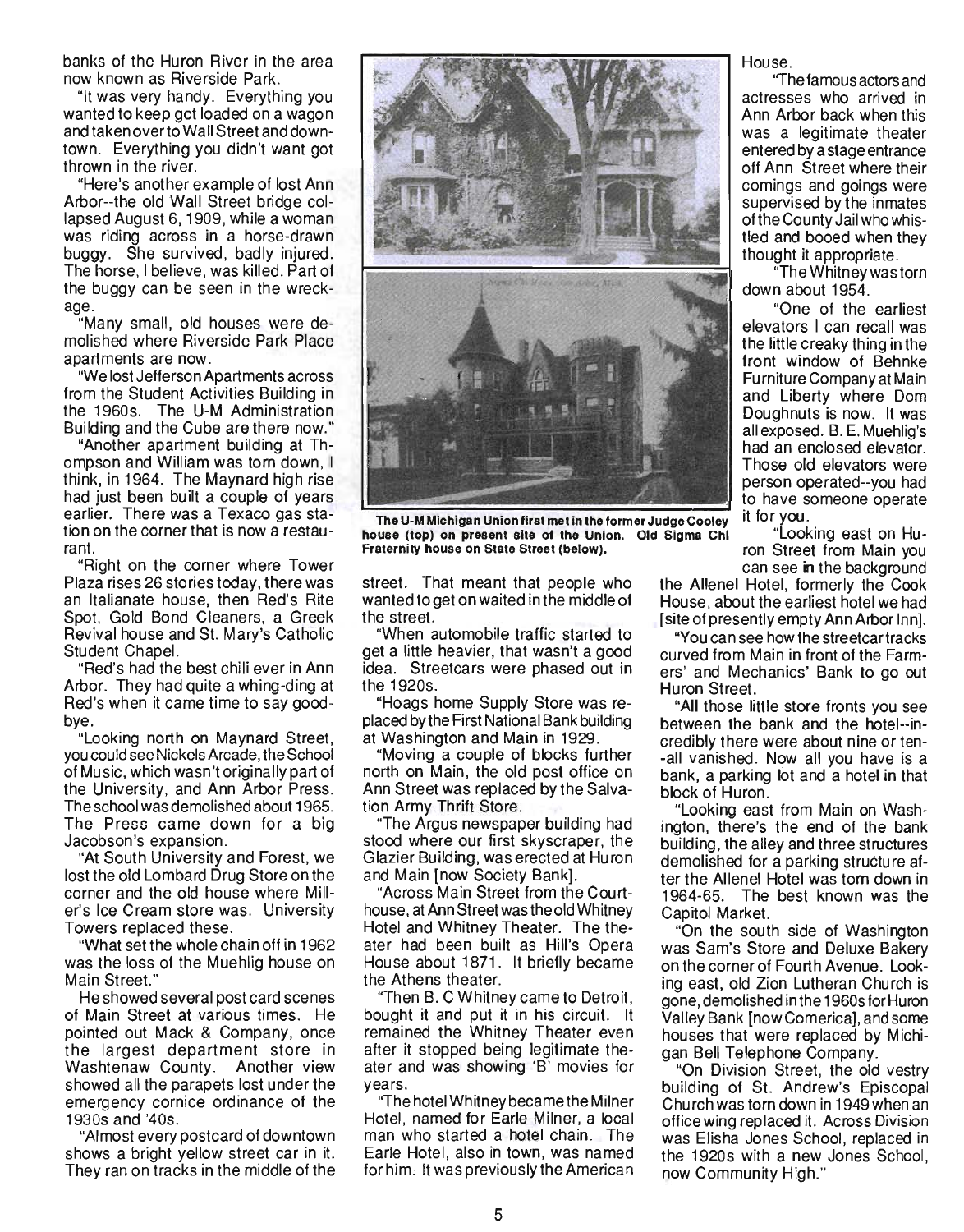banks of the Huron River in the area now known as Riverside Park.

"It was very handy. Everything you wanted to keep got loaded on a wagon and taken over to Wall Street and downtown. Everything you didn't want got thrown in the river.

"Here's another example of lost Ann Arbor--the old Wall Street bridge collapsed August 6, 1909, while a woman was riding across in a horse-drawn buggy. She survived, badly injured. The horse, I believe, was killed. Part of the buggy can be seen in the wreckage.

"Many small, old houses were demolished where Riverside Park Place apartments are now.

"We lost Jefferson Apartments across from the Student Activities Building in the 1960s. The U-M Administration Building and the Cube are there now."

"Another apartment building at Thompson and William was torn down, I think, in 1964. The Maynard high rise had just been built a couple of years earlier. There was a Texaco gas station on the corner that is now a restaurant.

"Right on the corner where Tower Plaza rises 26 stories today, there was an Italianate house, then Red's Rite Spot, Gold Bond Cleaners, a Greek Revival house and St. Mary's Catholic Student Chapel.

"Red's had the best chili ever in Ann Arbor. They had quite a whing-ding at Red's when it came time to say goodbye.

"Looking north on Maynard Street, you could see Nickels Arcade, the School of Music, which wasn't originally part of the University, and Ann Arbor Press. The school was demolished about 1965. The Press came down for a big Jacobson's expansion.

"At South University and Forest, we lost the old Lombard Drug Store on the corner and the old house where Miller's Ice Cream store was. University Towers replaced these.

"What set the whole chain off in 1962 was the loss of the Muehlig house on Main Street."

He showed several post card scenes of Main Street at various times. He pointed out Mack & Company, once the largest department store in Washtenaw County. Another view showed all the parapets lost under the emergency cornice ordinance of the 1930s and '40s.

"Almost every postcard of downtown shows a bright yellow street car in it. They ran on tracks in the middle of the street. That meant that people who wanted to get on waited in the middle of the street.

"When automobile traffic started to get a little heavier, that wasn't a good idea. Streetcars were phased out in the 1920s.

"Hoags home Supply Store was replaced by the First National Bank building at Washington and Main in 1929.

"Moving a couple of blocks further north on Main, the old post office on Ann Street was replaced by the Salvation Army Thrift Store.

"The Argus newspaper building had stood where our first skyscraper, the Glazier Building, was erected at Huron and Main [now Society Bank].

"Across Main Street from the Courthouse, at Ann Street was the old Whitney Hotel and Whitney Theater. The theater had been built as Hill's Opera House about 1871. It briefly became the Athens theater.

"Then B. C Whitney came to Detroit, bought it and put it in his circuit. It remained the Whitney Theater even after it stopped being legitimate theater and was showing 'B' movies for years.

"The hotel Whitney became the Milner Hotel, named for Earle Milner, a local man who started a hotel chain. The Earle Hotel, also in town, was named for him. It was previously the American House.

"The famous actors and actresses who arrived in Ann Arbor back when this was a legitimate theater entered by a stage entrance off Ann Street where their comings and goings were supervised by the inmates of the County Jail who whistled and booed when they thought it appropriate.

"The Whitney was torn down about 1954.

"One of the earliest elevators I can recall was the little creaky thing in the front window of Behnke Furniture Company at Main and Liberty where Dom Doughnuts is now. It was all exposed. B. E. Muehlig's had an enclosed elevator. Those old elevators were person operated--you had to have someone operate it for you.

"Looking east on Huron Street from Main you can see in the background the Allenel Hotel, formerly the Cook House, about the earliest hotel we had [site of presently empty Ann Arbor Inn].

"You can see how the streetcar tracks curved from Main in front of the Farmers' and Mechanics' Bank to go out Huron Street.

"All those little store fronts you see between the bank and the hotel--incredibly there were about nine or ten--all vanished. Now all you have is a bank, a parking lot and a hotel in that block of Huron.

"Looking east from Main on Washington, there's the end of the bank building, the alley and three structures demolished for a parking structure after the Allenel Hotel was torn down in 1964-65. The best known was the Capitol Market.

"On the south side of Washington was Sam's Store and Deluxe Bakery on the corner of Fourth Avenue. Looking east, old Zion Lutheran Church is gone, demolished in the 1960s for Huron Valley Bank [now Comerica], and some houses that were replaced by Michigan Bell Telephone Company.

"On Division Street, the old vestry building of St. Andrew's Episcopal Church was torn down in 1949 when an office wing replaced it. Across Division was Elisha Jones School, replaced in the 1920s with a new Jones School, now Community High."

**The U-M Michigan Union first met in the former Judge Cooley house (top) on present site of the Union. Old Sigma Chi Fraternity house on State Street (below).**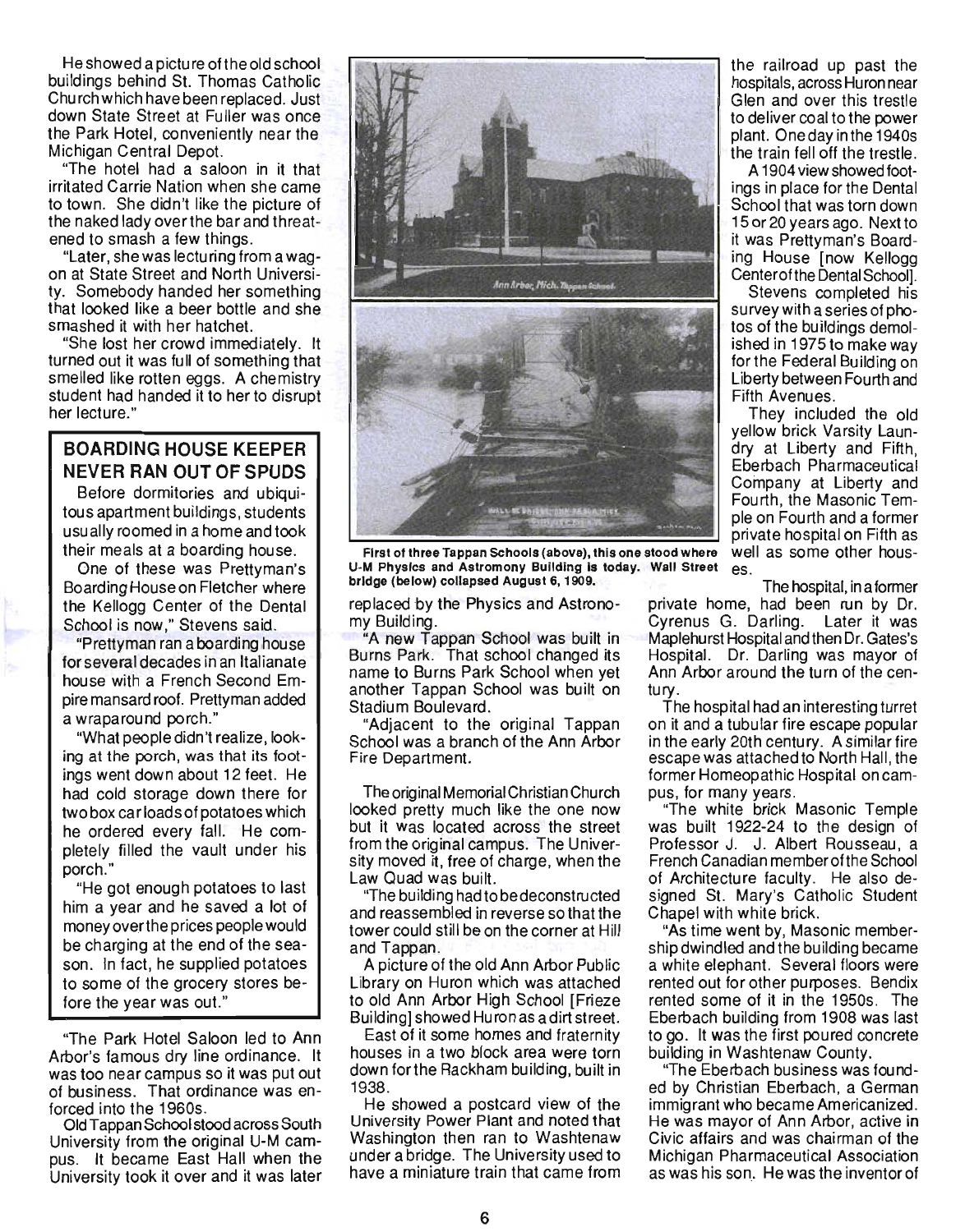He showed a picture of the old school buildings behind St. Thomas Catholic Church which have been replaced. Just down State Street at Fuller was once the Park Hotel, conveniently near the Michigan Central Depot.

"The hotel had a saloon in it that irritated Carrie Nation when she came to town. She didn't like the picture of the naked lady over the bar and threatened to smash a few things.

"Later, she was lecturing from a wagon at State Street and North University. Somebody handed her something that looked like a beer bottle and she smashed it with her hatchet.

"She lost her crowd immediately. It turned out it was full of something that smelled like rotten eggs. A chemistry student had handed it to her to disrupt her lecture."

## BOARDING HOUSE KEEPER NEVER RAN OUT OF SPUDS

Before dormitories and ubiquitous apartment buildings, students usually roomed in a home and took their meals at a boarding house.

One of these was Prettyman's Boarding House on Fletcher where the Kellogg Center of the Dental School is now," Stevens said.

"Prettyman ran a boarding house for several decades in an Italianate house with a French Second Empire mansard roof. Prettyman added a wraparound porch."

"What people didn't realize, looking at the porch, was that its footings went down about 12 feet. He had cold storage down there for two box carloads of potatoes which he ordered every fall. He completely filled the vault under his porch."

"He got enough potatoes to last him a year and he saved a lot of money over the prices people would be charging at the end of the season. In fact, he supplied potatoes to some of the grocery stores before the year was out."

"The Park Hotel Saloon led to Ann Arbor's famous dry line ordinance. It was too near campus so it was put out of business. That ordinance was enforced into the 1960s.

Old Tappan School stood across South University from the original U-M campus. It became East Hall when the University took it over and it was later replaced by the Physics and Astronomy Building.

"A new Tappan School was built in Burns Park. That school changed its name to Burns Park School when yet another Tappan School was built on Stadium Boulevard.

"Adjacent to the original Tappan School was a branch of the Ann Arbor Fire Department.

The original Memorial Christian Church looked pretty much like the one now but it was located across the street from the original campus. The University moved it, free of charge, when the Law Quad was built.

"The building had to be deconstructed and reassembled in reverse so that the tower could still be on the corner at Hill and Tappan.

A picture of the old Ann Arbor Public Library on Huron which was attached to old Ann Arbor High School [Frieze Building] showed Huron as a dirt street.

East of it some homes and fraternity houses in a two block area were torn down for the Rackham building, built in 1938.

He showed a postcard view of the University Power Plant and noted that Washington then ran to Washtenaw under a bridge. The University used to have a miniature train that came from the railroad up past the hospitals, across Huron near Glen and over this trestle to deliver coal to the power plant. One day in the 1940s the train fell off the trestle.

First of three Tappan Schools (above), this one stood where U-M Physics and Astromony Building is today. Wall Street bridge (below) collapsed August 6, 1909.

A 1904 view showed footings in place for the Dental School that was torn down 15 or 20 years ago. Next to it was Prettyman's Boarding House [now Kellogg Center of the Dental School].

Stevens completed his survey with a series of photos of the buildings demolished in 1975 to make way for the Federal Building on Liberty between Fourth and Fifth Avenues.

They included the old yellow brick Varsity Laundry at Liberty and Fifth, Eberbach Pharmaceutical Company at Liberty and Fourth, the Masonic Temple on Fourth and a former private hospital on Fifth as well as some other houses.

The hospital, in a former private home, had been run by Dr. Cyrenus G. Darling. Later it was Maplehurst Hospital and then Dr. Gates's Hospital. Dr. Darling was mayor of Ann Arbor around the turn of the century.

The hospital had an interesting turret on it and a tubular fire escape popular in the early 20th century. A similar fire escape was attached to North Hall, the former Homeopathic Hospital on campus, for many years.

"The white brick Masonic Temple was built 1922-24 to the design of Professor J. J. Albert Rousseau, a French Canadian member of the School of Architecture faculty. He also designed St. Mary's Catholic Student Chapel with white brick.

"As time went by, Masonic membership dwindled and the building became a white elephant. Several floors were rented out for other purposes. Bendix rented some of it in the 1950s. The Eberbach building from 1908 was last to go. It was the first poured concrete building in Washtenaw County.

"The Eberbach business was founded by Christian Eberbach, a German immigrant who became Americanized. He was mayor of Ann Arbor, active in Civic affairs and was chairman of the Michigan Pharmaceutical Association as was his son. He was the inventor of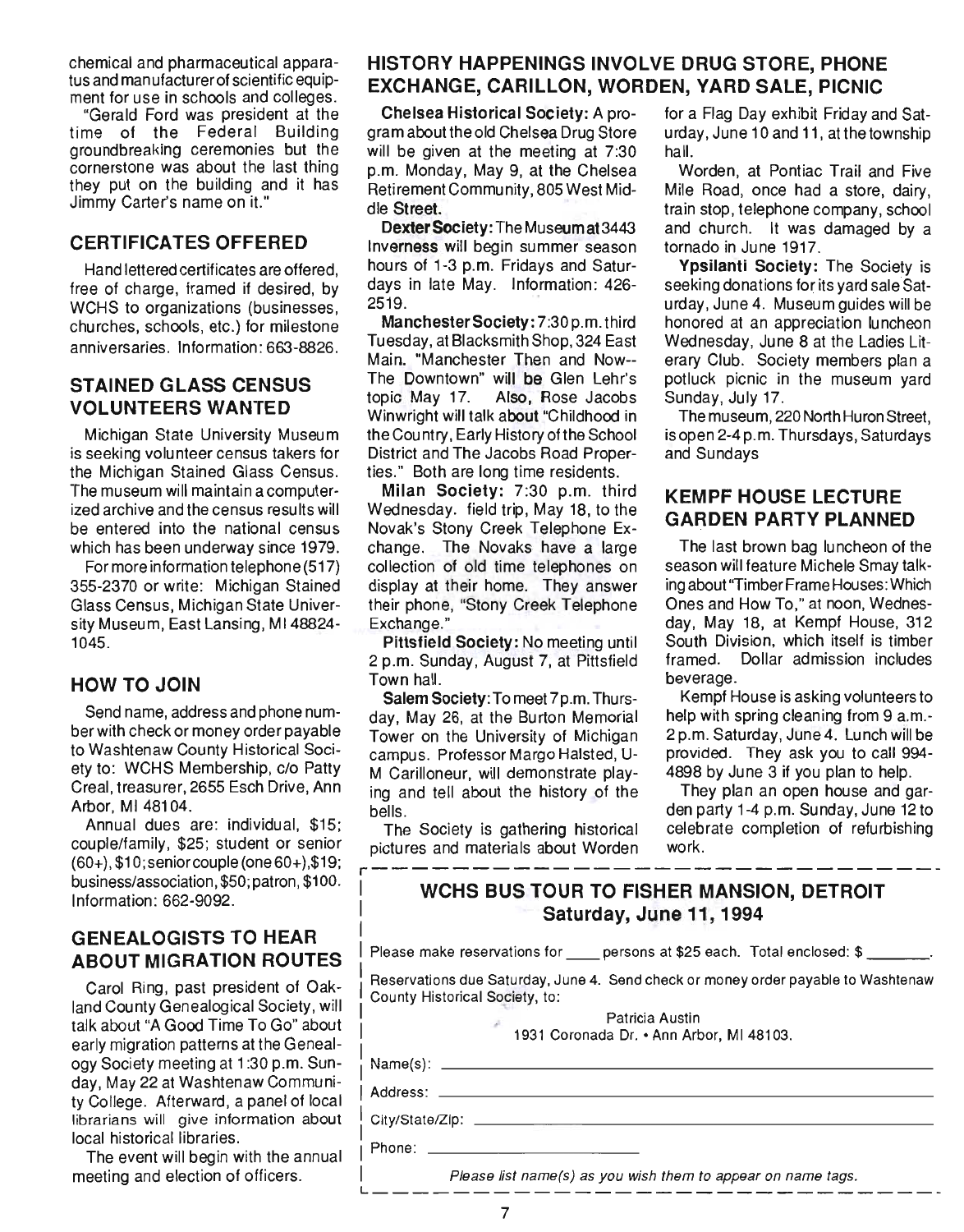chemical and pharmaceutical apparatus and manufacturer of scientific equipment for use in schools and colleges.

"Gerald Ford was president at the time of the Federal Building groundbreaking ceremonies but the cornerstone was about the last thing they put on the building and it has Jimmy Carter's name on it."

## CERTIFICATES OFFERED

Hand lettered certificates are offered, free of charge, framed if desired, by WCHS to organizations (businesses, churches, schools, etc.) for milestone anniversaries. Information: 663-8826.

## STAINED GLASS CENSUS VOLUNTEERS WANTED

Michigan State University Museum is seeking volunteer census takers for the Michigan Stained Glass Census. The museum will maintain a computerized archive and the census results will be entered into the national census which has been underway since 1979.

For more information telephone (517) 355-2370 or write: Michigan Stained Glass Census, Michigan State University Museum, East Lansing, MI 48824-1045.

## HOW TO JOIN

Send name, address and phone number with check or money order payable to Washtenaw County Historical Society to: WCHS Membership, c/o Patty Creal, treasurer, 2655 Esch Drive, Ann Arbor, MI 48104.

Annual dues are: individual, $15; couple/family, $25; student or senior (60+), $10; senior couple (one 60+), $19; business/association, $50; patron, $100. Information: 662-9092.

## GENEALOGISTS TO HEAR ABOUT MIGRATION ROUTES

Carol Ring, past president of Oakland County Genealogical Society, will talk about "A Good Time To Go" about early migration patterns at the Genealogy Society meeting at 1:30 p.m. Sunday, May 22 at Washtenaw Community College. Afterward, a panel of local librarians will give information about local historical libraries.

The event will begin with the annual meeting and election of officers.

## HISTORY HAPPENINGS INVOLVE DRUG STORE, PHONE EXCHANGE, CARILLON, WORDEN, YARD SALE, PICNIC

**Chelsea Historical Society:** A program about the old Chelsea Drug Store will be given at the meeting at 7:30 p.m. Monday, May 9, at the Chelsea Retirement Community, 805 West Middle Street.

**Dexter Society:** The Museum at 3443 Inverness will begin summer season hours of 1-3 p.m. Fridays and Saturdays in late May. Information: 426-2519.

**Manchester Society:** 7:30 p.m. third Tuesday, at Blacksmith Shop, 324 East Main. "Manchester Then and Now--The Downtown" will be Glen Lehr's topic May 17. Also, Rose Jacobs Winwright will talk about "Childhood in the Country, Early History of the School District and The Jacobs Road Properties." Both are long time residents.

**Milan Society:** 7:30 p.m. third Wednesday. field trip, May 18, to the Novak's Stony Creek Telephone Exchange. The Novaks have a large collection of old time telephones on display at their home. They answer their phone, "Stony Creek Telephone Exchange."

**Pittsfield Society:** No meeting until 2 p.m. Sunday, August 7, at Pittsfield Town hall.

**Salem Society:** To meet 7 p.m. Thursday, May 26, at the Burton Memorial Tower on the University of Michigan campus. Professor Margo Halsted, U-M Carilloneur, will demonstrate playing and tell about the history of the bells.

The Society is gathering historical pictures and materials about Worden for a Flag Day exhibit Friday and Saturday, June 10 and 11, at the township hall.

Worden, at Pontiac Trail and Five Mile Road, once had a store, dairy, train stop, telephone company, school and church. It was damaged by a tornado in June 1917.

**Ypsilanti Society:** The Society is seeking donations for its yard sale Saturday, June 4. Museum guides will be honored at an appreciation luncheon Wednesday, June 8 at the Ladies Literary Club. Society members plan a potluck picnic in the museum yard Sunday, July 17.

The museum, 220 North Huron Street, is open 2-4 p.m. Thursdays, Saturdays and Sundays

## KEMPF HOUSE LECTURE GARDEN PARTY PLANNED

The last brown bag luncheon of the season will feature Michele Smay talking about "Timber Frame Houses: Which Ones and How To," at noon, Wednesday, May 18, at Kempf House, 312 South Division, which itself is timber framed. Dollar admission includes beverage.

Kempf House is asking volunteers to help with spring cleaning from 9 a.m.-2 p.m. Saturday, June 4. Lunch will be provided. They ask you to call 994-4898 by June 3 if you plan to help.

They plan an open house and garden party 1-4 p.m. Sunday, June 12 to celebrate completion of refurbishing work.

---

## WCHS BUS TOUR TO FISHER MANSION, DETROIT
### Saturday, June 11, 1994

Please make reservations for ____ persons at $25 each. Total enclosed: $ _______.

Reservations due Saturday, June 4. Send check or money order payable to Washtenaw County Historical Society, to:

Patricia Austin
1931 Coronada Dr. • Ann Arbor, MI 48103.

Name(s): ______________________________

Address: ______________________________

City/State/Zip: ______________________________

Phone: ______________________

*Please list name(s) as you wish them to appear on name tags.*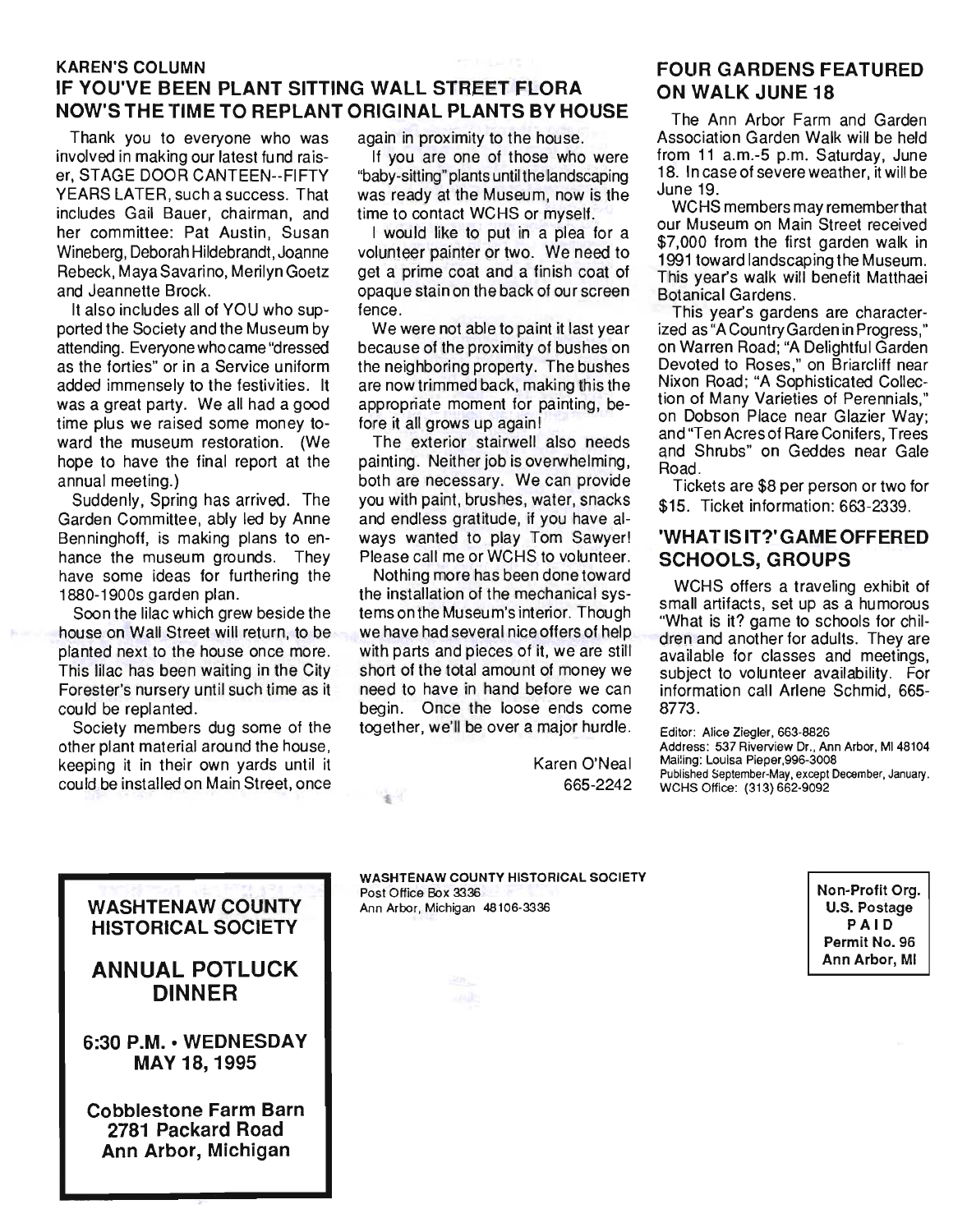KAREN'S COLUMN

## IF YOU'VE BEEN PLANT SITTING WALL STREET FLORA NOW'S THE TIME TO REPLANT ORIGINAL PLANTS BY HOUSE

Thank you to everyone who was involved in making our latest fund raiser, STAGE DOOR CANTEEN--FIFTY YEARS LATER, such a success. That includes Gail Bauer, chairman, and her committee: Pat Austin, Susan Wineberg, Deborah Hildebrandt, Joanne Rebeck, Maya Savarino, Merilyn Goetz and Jeannette Brock.

It also includes all of YOU who supported the Society and the Museum by attending. Everyone who came "dressed as the forties" or in a Service uniform added immensely to the festivities. It was a great party. We all had a good time plus we raised some money toward the museum restoration. (We hope to have the final report at the annual meeting.)

Suddenly, Spring has arrived. The Garden Committee, ably led by Anne Benninghoff, is making plans to enhance the museum grounds. They have some ideas for furthering the 1880-1900s garden plan.

Soon the lilac which grew beside the house on Wall Street will return, to be planted next to the house once more. This lilac has been waiting in the City Forester's nursery until such time as it could be replanted.

Society members dug some of the other plant material around the house, keeping it in their own yards until it could be installed on Main Street, once again in proximity to the house.

If you are one of those who were "baby-sitting" plants until the landscaping was ready at the Museum, now is the time to contact WCHS or myself.

I would like to put in a plea for a volunteer painter or two. We need to get a prime coat and a finish coat of opaque stain on the back of our screen fence.

We were not able to paint it last year because of the proximity of bushes on the neighboring property. The bushes are now trimmed back, making this the appropriate moment for painting, before it all grows up again!

The exterior stairwell also needs painting. Neither job is overwhelming, both are necessary. We can provide you with paint, brushes, water, snacks and endless gratitude, if you have always wanted to play Tom Sawyer! Please call me or WCHS to volunteer.

Nothing more has been done toward the installation of the mechanical systems on the Museum's interior. Though we have had several nice offers of help with parts and pieces of it, we are still short of the total amount of money we need to have in hand before we can begin. Once the loose ends come together, we'll be over a major hurdle.

Karen O'Neal
665-2242

## FOUR GARDENS FEATURED ON WALK JUNE 18

The Ann Arbor Farm and Garden Association Garden Walk will be held from 11 a.m.-5 p.m. Saturday, June 18. In case of severe weather, it will be June 19.

WCHS members may remember that our Museum on Main Street received $7,000 from the first garden walk in 1991 toward landscaping the Museum. This year's walk will benefit Matthaei Botanical Gardens.

This year's gardens are characterized as "A Country Garden in Progress," on Warren Road; "A Delightful Garden Devoted to Roses," on Briarcliff near Nixon Road; "A Sophisticated Collection of Many Varieties of Perennials," on Dobson Place near Glazier Way; and "Ten Acres of Rare Conifers, Trees and Shrubs" on Geddes near Gale Road.

Tickets are $8 per person or two for $15. Ticket information: 663-2339.

## 'WHAT IS IT?' GAME OFFERED SCHOOLS, GROUPS

WCHS offers a traveling exhibit of small artifacts, set up as a humorous "What is it? game to schools for children and another for adults. They are available for classes and meetings, subject to volunteer availability. For information call Arlene Schmid, 665-8773.

Editor: Alice Ziegler, 663-8826
Address: 537 Riverview Dr., Ann Arbor, MI 48104
Mailing: Louisa Pieper, 996-3008
Published September-May, except December, January.
WCHS Office: (313) 662-9092

**WASHTENAW COUNTY HISTORICAL SOCIETY**

**ANNUAL POTLUCK DINNER**

**6:30 P.M. • WEDNESDAY MAY 18, 1995**

**Cobblestone Farm Barn**
**2781 Packard Road**
**Ann Arbor, Michigan**

WASHTENAW COUNTY HISTORICAL SOCIETY
Post Office Box 3336
Ann Arbor, Michigan 48106-3336

Non-Profit Org.
U.S. Postage
PAID
Permit No. 96
Ann Arbor, MI